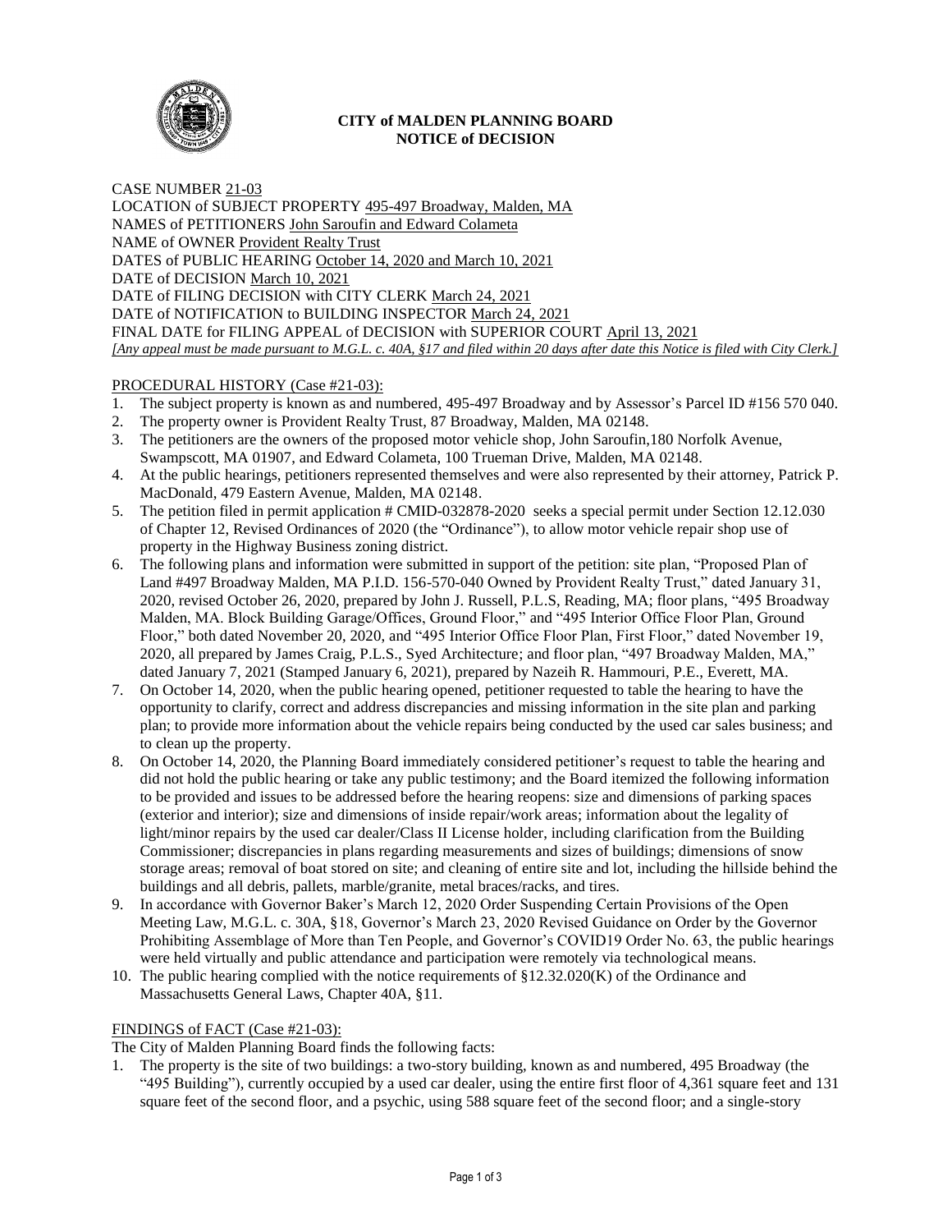**CITY of MALDEN PLANNING BOARD**
**NOTICE of DECISION**

CASE NUMBER 21-03
LOCATION of SUBJECT PROPERTY 495-497 Broadway, Malden, MA
NAMES of PETITIONERS John Saroufin and Edward Colameta
NAME of OWNER Provident Realty Trust
DATES of PUBLIC HEARING October 14, 2020 and March 10, 2021
DATE of DECISION March 10, 2021
DATE of FILING DECISION with CITY CLERK March 24, 2021
DATE of NOTIFICATION to BUILDING INSPECTOR March 24, 2021
FINAL DATE for FILING APPEAL of DECISION with SUPERIOR COURT April 13, 2021
*[Any appeal must be made pursuant to M.G.L. c. 40A, §17 and filed within 20 days after date this Notice is filed with City Clerk.]*

PROCEDURAL HISTORY (Case #21-03):

1. The subject property is known as and numbered, 495-497 Broadway and by Assessor's Parcel ID #156 570 040.
2. The property owner is Provident Realty Trust, 87 Broadway, Malden, MA 02148.
3. The petitioners are the owners of the proposed motor vehicle shop, John Saroufin,180 Norfolk Avenue, Swampscott, MA 01907, and Edward Colameta, 100 Trueman Drive, Malden, MA 02148.
4. At the public hearings, petitioners represented themselves and were also represented by their attorney, Patrick P. MacDonald, 479 Eastern Avenue, Malden, MA 02148.
5. The petition filed in permit application # CMID-032878-2020 seeks a special permit under Section 12.12.030 of Chapter 12, Revised Ordinances of 2020 (the "Ordinance"), to allow motor vehicle repair shop use of property in the Highway Business zoning district.
6. The following plans and information were submitted in support of the petition: site plan, "Proposed Plan of Land #497 Broadway Malden, MA P.I.D. 156-570-040 Owned by Provident Realty Trust," dated January 31, 2020, revised October 26, 2020, prepared by John J. Russell, P.L.S, Reading, MA; floor plans, "495 Broadway Malden, MA. Block Building Garage/Offices, Ground Floor," and "495 Interior Office Floor Plan, Ground Floor," both dated November 20, 2020, and "495 Interior Office Floor Plan, First Floor," dated November 19, 2020, all prepared by James Craig, P.L.S., Syed Architecture; and floor plan, "497 Broadway Malden, MA," dated January 7, 2021 (Stamped January 6, 2021), prepared by Nazeih R. Hammouri, P.E., Everett, MA.
7. On October 14, 2020, when the public hearing opened, petitioner requested to table the hearing to have the opportunity to clarify, correct and address discrepancies and missing information in the site plan and parking plan; to provide more information about the vehicle repairs being conducted by the used car sales business; and to clean up the property.
8. On October 14, 2020, the Planning Board immediately considered petitioner's request to table the hearing and did not hold the public hearing or take any public testimony; and the Board itemized the following information to be provided and issues to be addressed before the hearing reopens: size and dimensions of parking spaces (exterior and interior); size and dimensions of inside repair/work areas; information about the legality of light/minor repairs by the used car dealer/Class II License holder, including clarification from the Building Commissioner; discrepancies in plans regarding measurements and sizes of buildings; dimensions of snow storage areas; removal of boat stored on site; and cleaning of entire site and lot, including the hillside behind the buildings and all debris, pallets, marble/granite, metal braces/racks, and tires.
9. In accordance with Governor Baker's March 12, 2020 Order Suspending Certain Provisions of the Open Meeting Law, M.G.L. c. 30A, §18, Governor's March 23, 2020 Revised Guidance on Order by the Governor Prohibiting Assemblage of More than Ten People, and Governor's COVID19 Order No. 63, the public hearings were held virtually and public attendance and participation were remotely via technological means.
10. The public hearing complied with the notice requirements of §12.32.020(K) of the Ordinance and Massachusetts General Laws, Chapter 40A, §11.

FINDINGS of FACT (Case #21-03):

The City of Malden Planning Board finds the following facts:

1. The property is the site of two buildings: a two-story building, known as and numbered, 495 Broadway (the "495 Building"), currently occupied by a used car dealer, using the entire first floor of 4,361 square feet and 131 square feet of the second floor, and a psychic, using 588 square feet of the second floor; and a single-story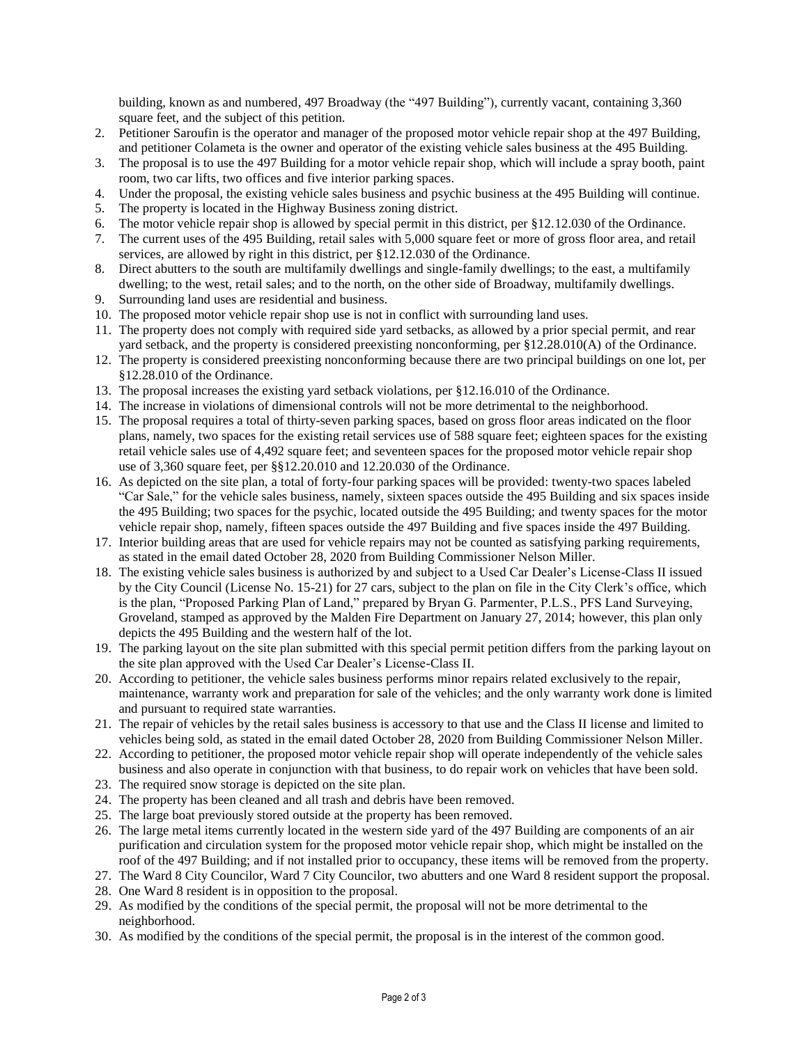building, known as and numbered, 497 Broadway (the "497 Building"), currently vacant, containing 3,360 square feet, and the subject of this petition.

2. Petitioner Saroufin is the operator and manager of the proposed motor vehicle repair shop at the 497 Building, and petitioner Colameta is the owner and operator of the existing vehicle sales business at the 495 Building.
3. The proposal is to use the 497 Building for a motor vehicle repair shop, which will include a spray booth, paint room, two car lifts, two offices and five interior parking spaces.
4. Under the proposal, the existing vehicle sales business and psychic business at the 495 Building will continue.
5. The property is located in the Highway Business zoning district.
6. The motor vehicle repair shop is allowed by special permit in this district, per §12.12.030 of the Ordinance.
7. The current uses of the 495 Building, retail sales with 5,000 square feet or more of gross floor area, and retail services, are allowed by right in this district, per §12.12.030 of the Ordinance.
8. Direct abutters to the south are multifamily dwellings and single-family dwellings; to the east, a multifamily dwelling; to the west, retail sales; and to the north, on the other side of Broadway, multifamily dwellings.
9. Surrounding land uses are residential and business.
10. The proposed motor vehicle repair shop use is not in conflict with surrounding land uses.
11. The property does not comply with required side yard setbacks, as allowed by a prior special permit, and rear yard setback, and the property is considered preexisting nonconforming, per §12.28.010(A) of the Ordinance.
12. The property is considered preexisting nonconforming because there are two principal buildings on one lot, per §12.28.010 of the Ordinance.
13. The proposal increases the existing yard setback violations, per §12.16.010 of the Ordinance.
14. The increase in violations of dimensional controls will not be more detrimental to the neighborhood.
15. The proposal requires a total of thirty-seven parking spaces, based on gross floor areas indicated on the floor plans, namely, two spaces for the existing retail services use of 588 square feet; eighteen spaces for the existing retail vehicle sales use of 4,492 square feet; and seventeen spaces for the proposed motor vehicle repair shop use of 3,360 square feet, per §§12.20.010 and 12.20.030 of the Ordinance.
16. As depicted on the site plan, a total of forty-four parking spaces will be provided: twenty-two spaces labeled "Car Sale," for the vehicle sales business, namely, sixteen spaces outside the 495 Building and six spaces inside the 495 Building; two spaces for the psychic, located outside the 495 Building; and twenty spaces for the motor vehicle repair shop, namely, fifteen spaces outside the 497 Building and five spaces inside the 497 Building.
17. Interior building areas that are used for vehicle repairs may not be counted as satisfying parking requirements, as stated in the email dated October 28, 2020 from Building Commissioner Nelson Miller.
18. The existing vehicle sales business is authorized by and subject to a Used Car Dealer's License-Class II issued by the City Council (License No. 15-21) for 27 cars, subject to the plan on file in the City Clerk's office, which is the plan, "Proposed Parking Plan of Land," prepared by Bryan G. Parmenter, P.L.S., PFS Land Surveying, Groveland, stamped as approved by the Malden Fire Department on January 27, 2014; however, this plan only depicts the 495 Building and the western half of the lot.
19. The parking layout on the site plan submitted with this special permit petition differs from the parking layout on the site plan approved with the Used Car Dealer's License-Class II.
20. According to petitioner, the vehicle sales business performs minor repairs related exclusively to the repair, maintenance, warranty work and preparation for sale of the vehicles; and the only warranty work done is limited and pursuant to required state warranties.
21. The repair of vehicles by the retail sales business is accessory to that use and the Class II license and limited to vehicles being sold, as stated in the email dated October 28, 2020 from Building Commissioner Nelson Miller.
22. According to petitioner, the proposed motor vehicle repair shop will operate independently of the vehicle sales business and also operate in conjunction with that business, to do repair work on vehicles that have been sold.
23. The required snow storage is depicted on the site plan.
24. The property has been cleaned and all trash and debris have been removed.
25. The large boat previously stored outside at the property has been removed.
26. The large metal items currently located in the western side yard of the 497 Building are components of an air purification and circulation system for the proposed motor vehicle repair shop, which might be installed on the roof of the 497 Building; and if not installed prior to occupancy, these items will be removed from the property.
27. The Ward 8 City Councilor, Ward 7 City Councilor, two abutters and one Ward 8 resident support the proposal.
28. One Ward 8 resident is in opposition to the proposal.
29. As modified by the conditions of the special permit, the proposal will not be more detrimental to the neighborhood.
30. As modified by the conditions of the special permit, the proposal is in the interest of the common good.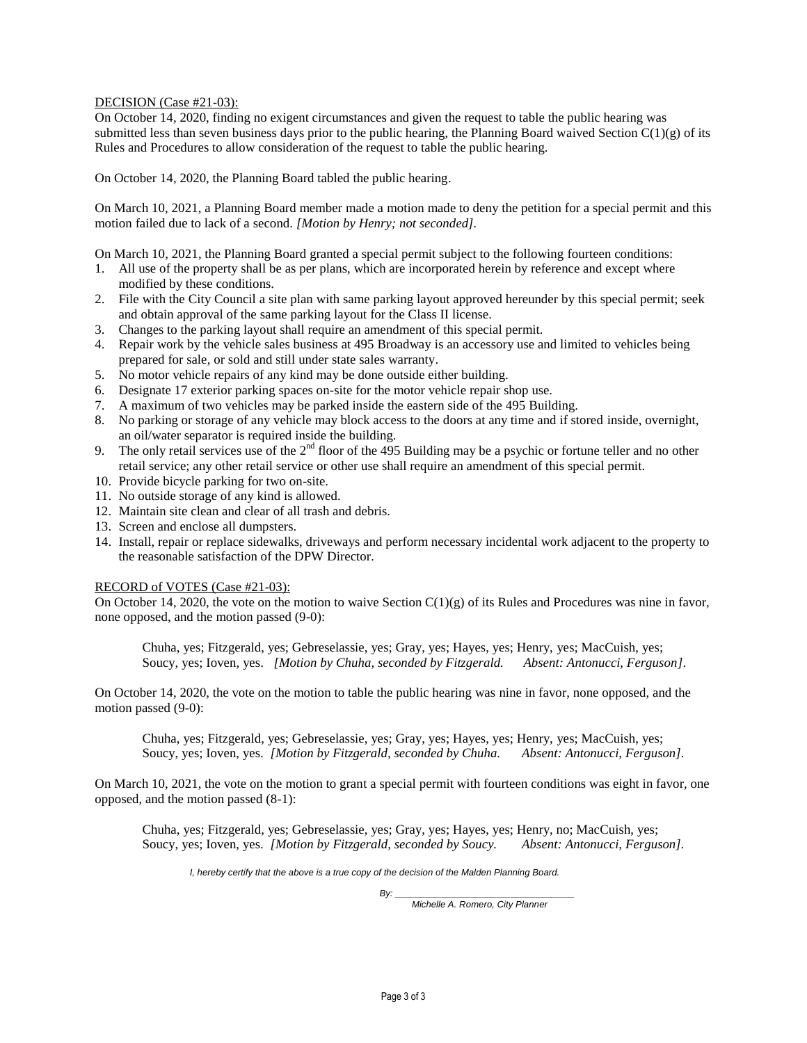DECISION (Case #21-03):

On October 14, 2020, finding no exigent circumstances and given the request to table the public hearing was submitted less than seven business days prior to the public hearing, the Planning Board waived Section C(1)(g) of its Rules and Procedures to allow consideration of the request to table the public hearing.

On October 14, 2020, the Planning Board tabled the public hearing.

On March 10, 2021, a Planning Board member made a motion made to deny the petition for a special permit and this motion failed due to lack of a second. *[Motion by Henry; not seconded].*

On March 10, 2021, the Planning Board granted a special permit subject to the following fourteen conditions:

1. All use of the property shall be as per plans, which are incorporated herein by reference and except where modified by these conditions.
2. File with the City Council a site plan with same parking layout approved hereunder by this special permit; seek and obtain approval of the same parking layout for the Class II license.
3. Changes to the parking layout shall require an amendment of this special permit.
4. Repair work by the vehicle sales business at 495 Broadway is an accessory use and limited to vehicles being prepared for sale, or sold and still under state sales warranty.
5. No motor vehicle repairs of any kind may be done outside either building.
6. Designate 17 exterior parking spaces on-site for the motor vehicle repair shop use.
7. A maximum of two vehicles may be parked inside the eastern side of the 495 Building.
8. No parking or storage of any vehicle may block access to the doors at any time and if stored inside, overnight, an oil/water separator is required inside the building.
9. The only retail services use of the 2nd floor of the 495 Building may be a psychic or fortune teller and no other retail service; any other retail service or other use shall require an amendment of this special permit.
10. Provide bicycle parking for two on-site.
11. No outside storage of any kind is allowed.
12. Maintain site clean and clear of all trash and debris.
13. Screen and enclose all dumpsters.
14. Install, repair or replace sidewalks, driveways and perform necessary incidental work adjacent to the property to the reasonable satisfaction of the DPW Director.

RECORD of VOTES (Case #21-03):

On October 14, 2020, the vote on the motion to waive Section C(1)(g) of its Rules and Procedures was nine in favor, none opposed, and the motion passed (9-0):

> Chuha, yes; Fitzgerald, yes; Gebreselassie, yes; Gray, yes; Hayes, yes; Henry, yes; MacCuish, yes; Soucy, yes; Ioven, yes. *[Motion by Chuha, seconded by Fitzgerald. Absent: Antonucci, Ferguson].*

On October 14, 2020, the vote on the motion to table the public hearing was nine in favor, none opposed, and the motion passed (9-0):

> Chuha, yes; Fitzgerald, yes; Gebreselassie, yes; Gray, yes; Hayes, yes; Henry, yes; MacCuish, yes; Soucy, yes; Ioven, yes. *[Motion by Fitzgerald, seconded by Chuha. Absent: Antonucci, Ferguson].*

On March 10, 2021, the vote on the motion to grant a special permit with fourteen conditions was eight in favor, one opposed, and the motion passed (8-1):

> Chuha, yes; Fitzgerald, yes; Gebreselassie, yes; Gray, yes; Hayes, yes; Henry, no; MacCuish, yes; Soucy, yes; Ioven, yes. *[Motion by Fitzgerald, seconded by Soucy. Absent: Antonucci, Ferguson].*

*I, hereby certify that the above is a true copy of the decision of the Malden Planning Board.*

*By: \_\_\_\_\_\_\_\_\_\_\_\_\_\_\_\_\_\_\_\_\_\_\_\_\_\_\_\_\_\_\_\_*

*Michelle A. Romero, City Planner*